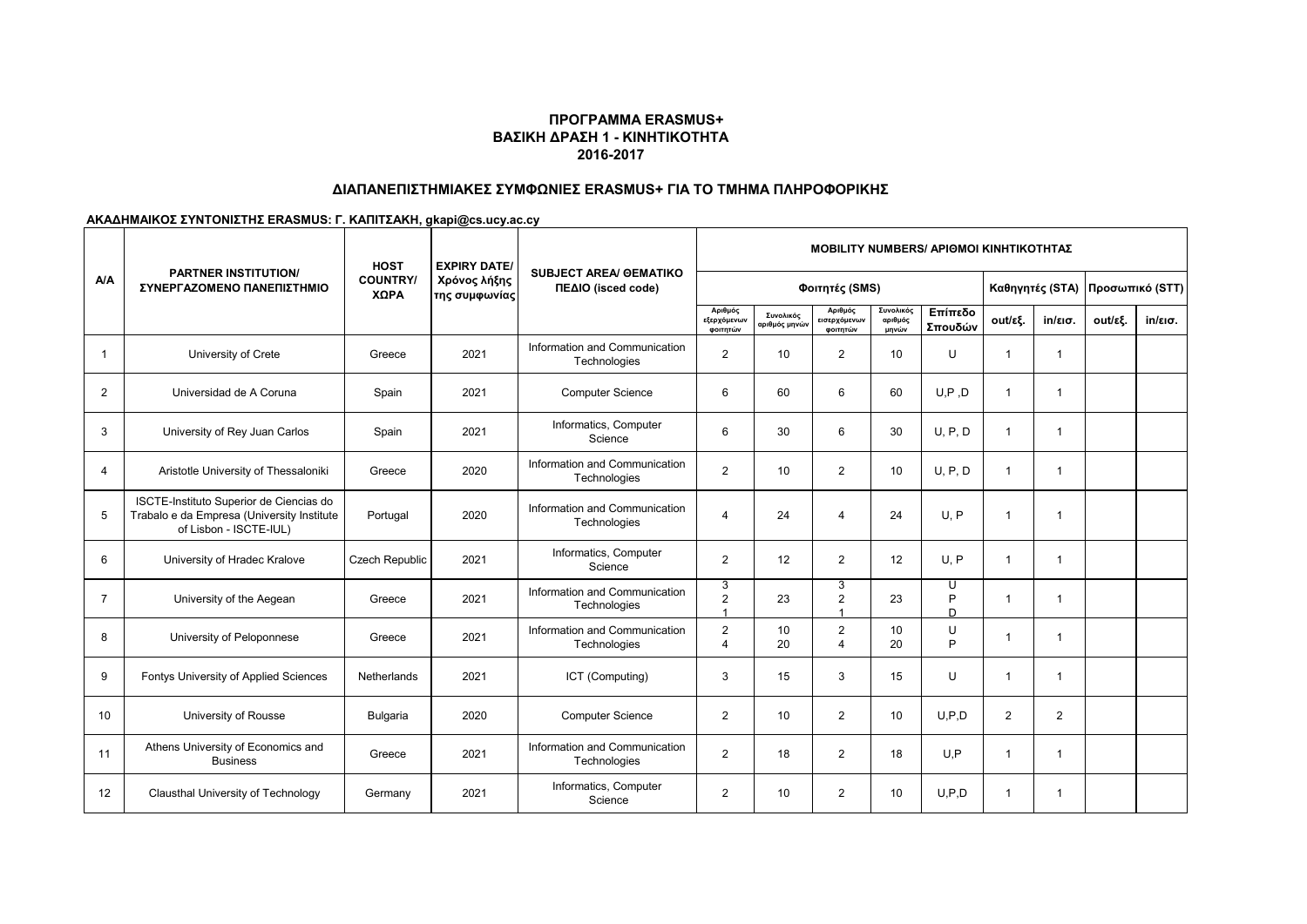## ΠΡΟΓΡΑΜΜΑ ERASMUS+
## ΒΑΣΙΚΗ ΔΡΑΣΗ 1 - ΚΙΝΗΤΙΚΟΤΗΤΑ
## 2016-2017

### ΔΙΑΠΑΝΕΠΙΣΤΗΜΙΑΚΕΣ ΣΥΜΦΩΝΙΕΣ ERASMUS+ ΓΙΑ ΤΟ ΤΜΗΜΑ ΠΛΗΡΟΦΟΡΙΚΗΣ

**ΑΚΑΔΗΜΑΙΚΟΣ ΣΥΝΤΟΝΙΣΤΗΣ ERASMUS: Γ. ΚΑΠΙΤΣΑΚΗ, gkapi@cs.ucy.ac.cy**

| A/A | PARTNER INSTITUTION/ ΣΥΝΕΡΓΑΖΟΜΕΝΟ ΠΑΝΕΠΙΣΤΗΜΙΟ | HOST COUNTRY/ ΧΩΡΑ | EXPIRY DATE/ Χρόνος λήξης της συμφωνίας | SUBJECT AREA/ ΘΕΜΑΤΙΚΟ ΠΕΔΙΟ (isced code) | MOBILITY NUMBERS/ ΑΡΙΘΜΟΙ ΚΙΝΗΤΙΚΟΤΗΤΑΣ | | | | | | | | |
|---|---|---|---|---|---|---|---|---|---|---|---|---|---|
| | | | | | Φοιτητές (SMS) | | | | | Καθηγητές (STA) | | Προσωπικό (STT) | |
| | | | | | Αριθμός εξερχόμενων φοιτητών | Συνολικός αριθμός μηνών | Αριθμός εισερχόμενων φοιτητών | Συνολικός αριθμός μηνών | Επίπεδο Σπουδών | out/εξ. | in/εισ. | out/εξ. | in/εισ. |
| 1 | University of Crete | Greece | 2021 | Information and Communication Technologies | 2 | 10 | 2 | 10 | U | 1 | 1 | | |
| 2 | Universidad de A Coruna | Spain | 2021 | Computer Science | 6 | 60 | 6 | 60 | U,P ,D | 1 | 1 | | |
| 3 | University of Rey Juan Carlos | Spain | 2021 | Informatics, Computer Science | 6 | 30 | 6 | 30 | U, P, D | 1 | 1 | | |
| 4 | Aristotle University of Thessaloniki | Greece | 2020 | Information and Communication Technologies | 2 | 10 | 2 | 10 | U, P, D | 1 | 1 | | |
| 5 | ISCTE-Instituto Superior de Ciencias do Trabalo e da Empresa (University Institute of Lisbon - ISCTE-IUL) | Portugal | 2020 | Information and Communication Technologies | 4 | 24 | 4 | 24 | U, P | 1 | 1 | | |
| 6 | University of Hradec Kralove | Czech Republic | 2021 | Informatics, Computer Science | 2 | 12 | 2 | 12 | U, P | 1 | 1 | | |
| 7 | University of the Aegean | Greece | 2021 | Information and Communication Technologies | 3<br>2<br>1 | 23 | 3<br>2<br>1 | 23 | U<br>P<br>D | 1 | 1 | | |
| 8 | University of Peloponnese | Greece | 2021 | Information and Communication Technologies | 2<br>4 | 10<br>20 | 2<br>4 | 10<br>20 | U<br>P | 1 | 1 | | |
| 9 | Fontys University of Applied Sciences | Netherlands | 2021 | ICT (Computing) | 3 | 15 | 3 | 15 | U | 1 | 1 | | |
| 10 | University of Rousse | Bulgaria | 2020 | Computer Science | 2 | 10 | 2 | 10 | U,P,D | 2 | 2 | | |
| 11 | Athens University of Economics and Business | Greece | 2021 | Information and Communication Technologies | 2 | 18 | 2 | 18 | U,P | 1 | 1 | | |
| 12 | Clausthal University of Technology | Germany | 2021 | Informatics, Computer Science | 2 | 10 | 2 | 10 | U,P,D | 1 | 1 | | |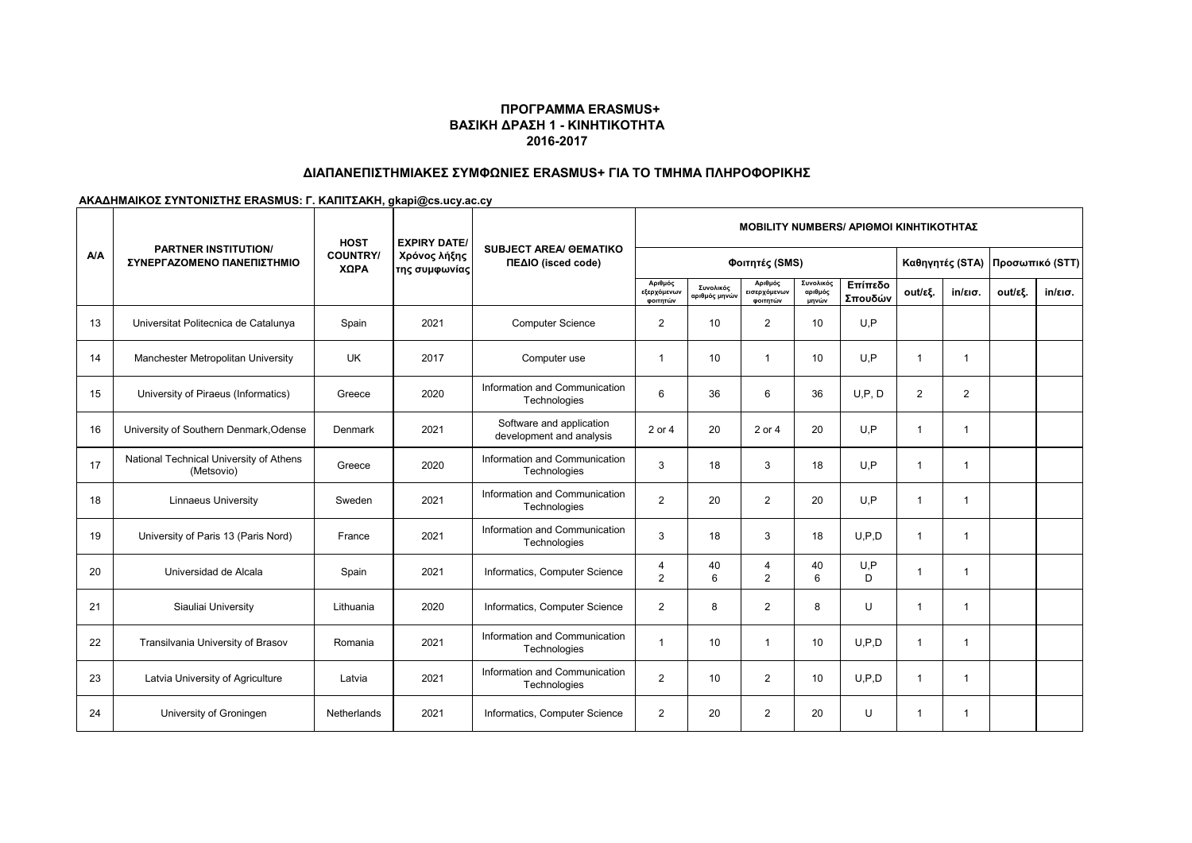**ΠΡΟΓΡΑΜΜΑ ERASMUS+**
**ΒΑΣΙΚΗ ΔΡΑΣΗ 1 - ΚΙΝΗΤΙΚΟΤΗΤΑ**
**2016-2017**

## ΔΙΑΠΑΝΕΠΙΣΤΗΜΙΑΚΕΣ ΣΥΜΦΩΝΙΕΣ ERASMUS+ ΓΙΑ ΤΟ ΤΜΗΜΑ ΠΛΗΡΟΦΟΡΙΚΗΣ

**ΑΚΑΔΗΜΑΙΚΟΣ ΣΥΝΤΟΝΙΣΤΗΣ ERASMUS: Γ. ΚΑΠΙΤΣΑΚΗ, gkapi@cs.ucy.ac.cy**

| A/A | PARTNER INSTITUTION/ ΣΥΝΕΡΓΑΖΟΜΕΝΟ ΠΑΝΕΠΙΣΤΗΜΙΟ | HOST COUNTRY/ ΧΩΡΑ | EXPIRY DATE/ Χρόνος λήξης της συμφωνίας | SUBJECT AREA/ ΘΕΜΑΤΙΚΟ ΠΕΔΙΟ (isced code) | MOBILITY NUMBERS/ ΑΡΙΘΜΟΙ ΚΙΝΗΤΙΚΟΤΗΤΑΣ | | | | | | | | |
|---|---|---|---|---|---|---|---|---|---|---|---|---|---|
| | | | | | Φοιτητές (SMS) | | | | | Καθηγητές (STA) | | Προσωπικό (STT) | |
| | | | | | Αριθμός εξερχόμενων φοιτητών | Συνολικός αριθμός μηνών | Αριθμός εισερχόμενων φοιτητών | Συνολικός αριθμός μηνών | Επίπεδο Σπουδών | out/εξ. | in/εισ. | out/εξ. | in/εισ. |
| 13 | Universitat Politecnica de Catalunya | Spain | 2021 | Computer Science | 2 | 10 | 2 | 10 | U,P | | | | |
| 14 | Manchester Metropolitan University | UK | 2017 | Computer use | 1 | 10 | 1 | 10 | U,P | 1 | 1 | | |
| 15 | University of Piraeus (Informatics) | Greece | 2020 | Information and Communication Technologies | 6 | 36 | 6 | 36 | U,P, D | 2 | 2 | | |
| 16 | University of Southern Denmark,Odense | Denmark | 2021 | Software and application development and analysis | 2 or 4 | 20 | 2 or 4 | 20 | U,P | 1 | 1 | | |
| 17 | National Technical University of Athens (Metsovio) | Greece | 2020 | Information and Communication Technologies | 3 | 18 | 3 | 18 | U,P | 1 | 1 | | |
| 18 | Linnaeus University | Sweden | 2021 | Information and Communication Technologies | 2 | 20 | 2 | 20 | U,P | 1 | 1 | | |
| 19 | University of Paris 13 (Paris Nord) | France | 2021 | Information and Communication Technologies | 3 | 18 | 3 | 18 | U,P,D | 1 | 1 | | |
| 20 | Universidad de Alcala | Spain | 2021 | Informatics, Computer Science | 4<br>2 | 40<br>6 | 4<br>2 | 40<br>6 | U,P<br>D | 1 | 1 | | |
| 21 | Siauliai University | Lithuania | 2020 | Informatics, Computer Science | 2 | 8 | 2 | 8 | U | 1 | 1 | | |
| 22 | Transilvania University of Brasov | Romania | 2021 | Information and Communication Technologies | 1 | 10 | 1 | 10 | U,P,D | 1 | 1 | | |
| 23 | Latvia University of Agriculture | Latvia | 2021 | Information and Communication Technologies | 2 | 10 | 2 | 10 | U,P,D | 1 | 1 | | |
| 24 | University of Groningen | Netherlands | 2021 | Informatics, Computer Science | 2 | 20 | 2 | 20 | U | 1 | 1 | | |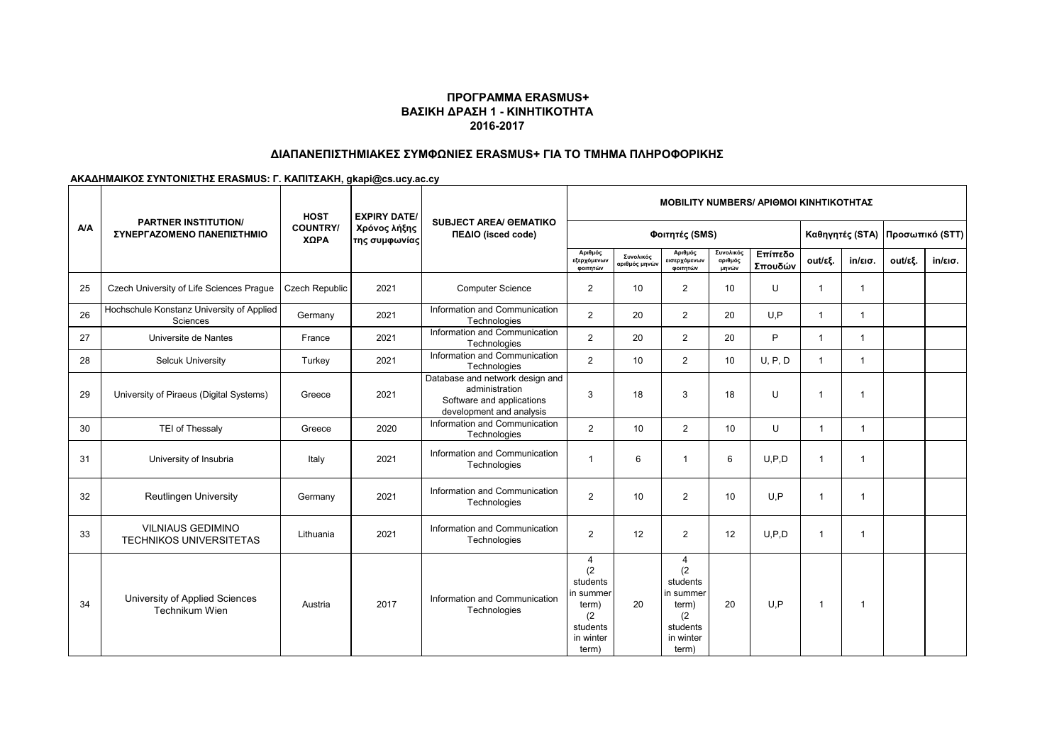## ΠΡΟΓΡΑΜΜΑ ERASMUS+
## ΒΑΣΙΚΗ ΔΡΑΣΗ 1 - ΚΙΝΗΤΙΚΟΤΗΤΑ
## 2016-2017

### ΔΙΑΠΑΝΕΠΙΣΤΗΜΙΑΚΕΣ ΣΥΜΦΩΝΙΕΣ ERASMUS+ ΓΙΑ ΤΟ ΤΜΗΜΑ ΠΛΗΡΟΦΟΡΙΚΗΣ

**ΑΚΑΔΗΜΑΙΚΟΣ ΣΥΝΤΟΝΙΣΤΗΣ ERASMUS: Γ. ΚΑΠΙΤΣΑΚΗ, gkapi@cs.ucy.ac.cy**

| A/A | PARTNER INSTITUTION/ ΣΥΝΕΡΓΑΖΟΜΕΝΟ ΠΑΝΕΠΙΣΤΗΜΙΟ | HOST COUNTRY/ ΧΩΡΑ | EXPIRY DATE/ Χρόνος λήξης της συμφωνίας | SUBJECT AREA/ ΘΕΜΑΤΙΚΟ ΠΕΔΙΟ (isced code) | MOBILITY NUMBERS/ ΑΡΙΘΜΟΙ ΚΙΝΗΤΙΚΟΤΗΤΑΣ | | | | | | | | |
|---|---|---|---|---|---|---|---|---|---|---|---|---|---|
| | | | | | Φοιτητές (SMS) | | | | | Καθηγητές (STA) | | Προσωπικό (STT) | |
| | | | | | Αριθμός εξερχόμενων φοιτητών | Συνολικός αριθμός μηνών | Αριθμός εισερχόμενων φοιτητών | Συνολικός αριθμός μηνών | Επίπεδο Σπουδών | out/εξ. | in/εισ. | out/εξ. | in/εισ. |
| 25 | Czech University of Life Sciences Prague | Czech Republic | 2021 | Computer Science | 2 | 10 | 2 | 10 | U | 1 | 1 | | |
| 26 | Hochschule Konstanz University of Applied Sciences | Germany | 2021 | Information and Communication Technologies | 2 | 20 | 2 | 20 | U,P | 1 | 1 | | |
| 27 | Universite de Nantes | France | 2021 | Information and Communication Technologies | 2 | 20 | 2 | 20 | P | 1 | 1 | | |
| 28 | Selcuk University | Turkey | 2021 | Information and Communication Technologies | 2 | 10 | 2 | 10 | U, P, D | 1 | 1 | | |
| 29 | University of Piraeus (Digital Systems) | Greece | 2021 | Database and network design and administration Software and applications development and analysis | 3 | 18 | 3 | 18 | U | 1 | 1 | | |
| 30 | TEI of Thessaly | Greece | 2020 | Information and Communication Technologies | 2 | 10 | 2 | 10 | U | 1 | 1 | | |
| 31 | University of Insubria | Italy | 2021 | Information and Communication Technologies | 1 | 6 | 1 | 6 | U,P,D | 1 | 1 | | |
| 32 | Reutlingen University | Germany | 2021 | Information and Communication Technologies | 2 | 10 | 2 | 10 | U,P | 1 | 1 | | |
| 33 | VILNIAUS GEDIMINO TECHNIKOS UNIVERSITETAS | Lithuania | 2021 | Information and Communication Technologies | 2 | 12 | 2 | 12 | U,P,D | 1 | 1 | | |
| 34 | University of Applied Sciences Technikum Wien | Austria | 2017 | Information and Communication Technologies | 4 (2 students in summer term) (2 students in winter term) | 20 | 4 (2 students in summer term) (2 students in winter term) | 20 | U,P | 1 | 1 | | |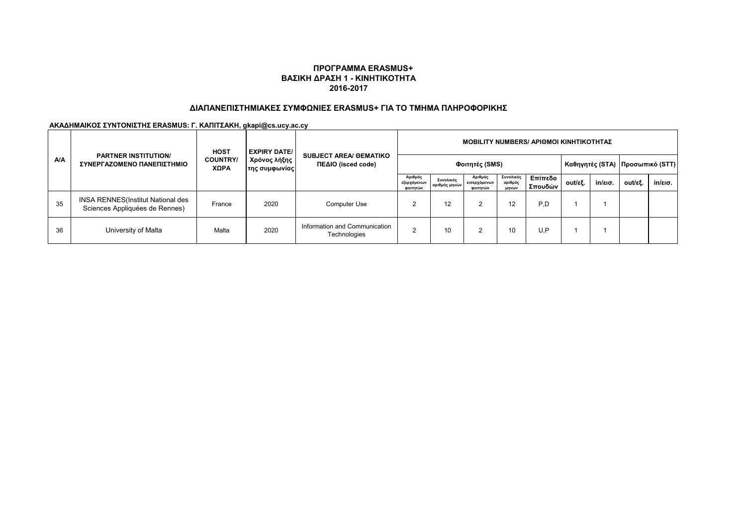**ΠΡΟΓΡΑΜΜΑ ERASMUS+**
**ΒΑΣΙΚΗ ΔΡΑΣΗ 1 - ΚΙΝΗΤΙΚΟΤΗΤΑ**
**2016-2017**

**ΔΙΑΠΑΝΕΠΙΣΤΗΜΙΑΚΕΣ ΣΥΜΦΩΝΙΕΣ ERASMUS+ ΓΙΑ ΤΟ ΤΜΗΜΑ ΠΛΗΡΟΦΟΡΙΚΗΣ**

**ΑΚΑΔΗΜΑΙΚΟΣ ΣΥΝΤΟΝΙΣΤΗΣ ERASMUS: Γ. ΚΑΠΙΤΣΑΚΗ, gkapi@cs.ucy.ac.cy**

| A/A | PARTNER INSTITUTION/ ΣΥΝΕΡΓΑΖΟΜΕΝΟ ΠΑΝΕΠΙΣΤΗΜΙΟ | HOST COUNTRY/ ΧΩΡΑ | EXPIRY DATE/ Χρόνος λήξης της συμφωνίας | SUBJECT AREA/ ΘΕΜΑΤΙΚΟ ΠΕΔΙΟ (isced code) | MOBILITY NUMBERS/ ΑΡΙΘΜΟΙ ΚΙΝΗΤΙΚΟΤΗΤΑΣ | | | | | | | | |
|---|---|---|---|---|---|---|---|---|---|---|---|---|---|
| | | | | | Φοιτητές (SMS) | | | | | Καθηγητές (STA) | | Προσωπικό (STT) | |
| | | | | | Αριθμός εξερχόμενων φοιτητών | Συνολικός αριθμός μηνών | Αριθμός εισερχόμενων φοιτητών | Συνολικός αριθμός μηνών | Επίπεδο Σπουδών | out/εξ. | in/εισ. | out/εξ. | in/εισ. |
| 35 | INSA RENNES(Institut National des Sciences Appliquées de Rennes) | France | 2020 | Computer Use | 2 | 12 | 2 | 12 | P,D | 1 | 1 | | |
| 36 | University of Malta | Malta | 2020 | Information and Communication Technologies | 2 | 10 | 2 | 10 | U,P | 1 | 1 | | |